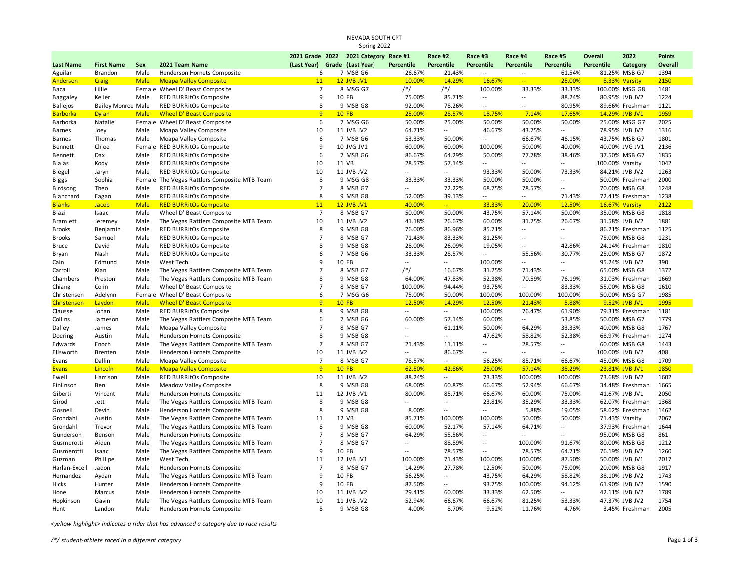NEVADA SOUTH CPT

Spring 2022

| Last Name | First Name | Sex | 2021 Team Name | 2021 Grade (Last Year) | 2022 Grade | 2021 Category (Last Year) | Race #1 Percentile | Race #2 Percentile | Race #3 Percentile | Race #4 Percentile | Race #5 Percentile | Overall Percentile | 2022 Category | Points Overall |
|---|---|---|---|---|---|---|---|---|---|---|---|---|---|---|
| Aguilar | Brandon | Male | Henderson Hornets Composite | 6 | 7 | MSB G6 | 26.67% | 21.43% | -- | -- | 61.54% | 81.25% | MSB G7 | 1394 |
| Anderson | Craig | Male | Moapa Valley Composite | 11 | 12 | JVB JV1 | 10.00% | 14.29% | 16.67% | -- | 25.00% | 8.33% | Varsity | 2150 |
| Baca | Lillie | Female | Wheel D' Beast Composite | 7 | 8 | MSG G7 | /*/ | /*/ | 100.00% | 33.33% | 33.33% | 100.00% | MSG G8 | 1481 |
| Baggaley | Keller | Male | RED BURRitOs Composite | 9 | 10 | FB | 75.00% | 85.71% | -- | -- | 88.24% | 80.95% | JVB JV2 | 1224 |
| Ballejos | Bailey Monroe | Male | RED BURRitOs Composite | 8 | 9 | MSB G8 | 92.00% | 78.26% | -- | -- | 80.95% | 89.66% | Freshman | 1121 |
| Barborka | Dylan | Male | Wheel D' Beast Composite | 9 | 10 | FB | 25.00% | 28.57% | 18.75% | 7.14% | 17.65% | 14.29% | JVB JV1 | 1959 |
| Barborka | Natalie | Female | Wheel D' Beast Composite | 6 | 7 | MSG G6 | 50.00% | 25.00% | 50.00% | 50.00% | 50.00% | 25.00% | MSG G7 | 2025 |
| Barnes | Joey | Male | Moapa Valley Composite | 10 | 11 | JVB JV2 | 64.71% | -- | 46.67% | 43.75% | -- | 78.95% | JVB JV2 | 1316 |
| Barnes | Thomas | Male | Moapa Valley Composite | 6 | 7 | MSB G6 | 53.33% | 50.00% | -- | 66.67% | 46.15% | 43.75% | MSB G7 | 1801 |
| Bennett | Chloe | Female | RED BURRitOs Composite | 9 | 10 | JVG JV1 | 60.00% | 60.00% | 100.00% | 50.00% | 40.00% | 40.00% | JVG JV1 | 2136 |
| Bennett | Dax | Male | RED BURRitOs Composite | 6 | 7 | MSB G6 | 86.67% | 64.29% | 50.00% | 77.78% | 38.46% | 37.50% | MSB G7 | 1835 |
| Bialas | Kody | Male | RED BURRitOs Composite | 10 | 11 | VB | 28.57% | 57.14% | -- | -- | -- | 100.00% | Varsity | 1042 |
| Biegel | Jaryn | Male | RED BURRitOs Composite | 10 | 11 | JVB JV2 | -- | -- | 93.33% | 50.00% | 73.33% | 84.21% | JVB JV2 | 1263 |
| Biggs | Sophia | Female | The Vegas Rattlers Composite MTB Team | 8 | 9 | MSG G8 | 33.33% | 33.33% | 50.00% | 50.00% | -- | 50.00% | Freshman | 2000 |
| Birdsong | Theo | Male | RED BURRitOs Composite | 7 | 8 | MSB G7 | -- | 72.22% | 68.75% | 78.57% | -- | 70.00% | MSB G8 | 1248 |
| Blanchard | Eagan | Male | RED BURRitOs Composite | 8 | 9 | MSB G8 | 52.00% | 39.13% | -- | -- | 71.43% | 72.41% | Freshman | 1238 |
| Blanks | Jacob | Male | RED BURRitOs Composite | 11 | 12 | JVB JV1 | 40.00% | -- | 33.33% | 20.00% | 12.50% | 16.67% | Varsity | 2122 |
| Blazi | Isaac | Male | Wheel D' Beast Composite | 7 | 8 | MSB G7 | 50.00% | 50.00% | 43.75% | 57.14% | 50.00% | 35.00% | MSB G8 | 1818 |
| Bramlett | Jeremey | Male | The Vegas Rattlers Composite MTB Team | 10 | 11 | JVB JV2 | 41.18% | 26.67% | 60.00% | 31.25% | 26.67% | 31.58% | JVB JV2 | 1881 |
| Brooks | Benjamin | Male | RED BURRitOs Composite | 8 | 9 | MSB G8 | 76.00% | 86.96% | 85.71% | -- | -- | 86.21% | Freshman | 1125 |
| Brooks | Samuel | Male | RED BURRitOs Composite | 7 | 8 | MSB G7 | 71.43% | 83.33% | 81.25% | -- | -- | 75.00% | MSB G8 | 1231 |
| Bruce | David | Male | RED BURRitOs Composite | 8 | 9 | MSB G8 | 28.00% | 26.09% | 19.05% | -- | 42.86% | 24.14% | Freshman | 1810 |
| Bryan | Nash | Male | RED BURRitOs Composite | 6 | 7 | MSB G6 | 33.33% | 28.57% | -- | 55.56% | 30.77% | 25.00% | MSB G7 | 1872 |
| Cain | Edmund | Male | West Tech. | 9 | 10 | FB | -- | -- | 100.00% | -- | -- | 95.24% | JVB JV2 | 390 |
| Carroll | Kian | Male | The Vegas Rattlers Composite MTB Team | 7 | 8 | MSB G7 | /*/ | 16.67% | 31.25% | 71.43% | -- | 65.00% | MSB G8 | 1372 |
| Chambers | Preston | Male | The Vegas Rattlers Composite MTB Team | 8 | 9 | MSB G8 | 64.00% | 47.83% | 52.38% | 70.59% | 76.19% | 31.03% | Freshman | 1669 |
| Chiang | Colin | Male | Wheel D' Beast Composite | 7 | 8 | MSB G7 | 100.00% | 94.44% | 93.75% | -- | 83.33% | 55.00% | MSB G8 | 1610 |
| Christensen | Adelynn | Female | Wheel D' Beast Composite | 6 | 7 | MSG G6 | 75.00% | 50.00% | 100.00% | 100.00% | 100.00% | 50.00% | MSG G7 | 1985 |
| Christensen | Laydon | Male | Wheel D' Beast Composite | 9 | 10 | FB | 12.50% | 14.29% | 12.50% | 21.43% | 5.88% | 9.52% | JVB JV1 | 1995 |
| Clausse | Johan | Male | RED BURRitOs Composite | 8 | 9 | MSB G8 | -- | -- | 100.00% | 76.47% | 61.90% | 79.31% | Freshman | 1181 |
| Collins | Jameson | Male | The Vegas Rattlers Composite MTB Team | 6 | 7 | MSB G6 | 60.00% | 57.14% | 60.00% | -- | 53.85% | 50.00% | MSB G7 | 1779 |
| Dalley | James | Male | Moapa Valley Composite | 7 | 8 | MSB G7 | -- | 61.11% | 50.00% | 64.29% | 33.33% | 40.00% | MSB G8 | 1767 |
| Doering | Austin | Male | Henderson Hornets Composite | 8 | 9 | MSB G8 | -- | -- | 47.62% | 58.82% | 52.38% | 68.97% | Freshman | 1274 |
| Edwards | Enoch | Male | The Vegas Rattlers Composite MTB Team | 7 | 8 | MSB G7 | 21.43% | 11.11% | -- | 28.57% | -- | 60.00% | MSB G8 | 1443 |
| Ellsworth | Brenten | Male | Henderson Hornets Composite | 10 | 11 | JVB JV2 | -- | 86.67% | -- | -- | -- | 100.00% | JVB JV2 | 408 |
| Evans | Dallin | Male | Moapa Valley Composite | 7 | 8 | MSB G7 | 78.57% | -- | 56.25% | 85.71% | 66.67% | 45.00% | MSB G8 | 1709 |
| Evans | Lincoln | Male | Moapa Valley Composite | 9 | 10 | FB | 62.50% | 42.86% | 25.00% | 57.14% | 35.29% | 23.81% | JVB JV1 | 1850 |
| Ewell | Harrison | Male | RED BURRitOs Composite | 10 | 11 | JVB JV2 | 88.24% | -- | 73.33% | 100.00% | 100.00% | 73.68% | JVB JV2 | 1602 |
| Finlinson | Ben | Male | Meadow Valley Composite | 8 | 9 | MSB G8 | 68.00% | 60.87% | 66.67% | 52.94% | 66.67% | 34.48% | Freshman | 1665 |
| Giberti | Vincent | Male | Henderson Hornets Composite | 11 | 12 | JVB JV1 | 80.00% | 85.71% | 66.67% | 60.00% | 75.00% | 41.67% | JVB JV1 | 2050 |
| Girod | Jett | Male | The Vegas Rattlers Composite MTB Team | 8 | 9 | MSB G8 | -- | -- | 23.81% | 35.29% | 33.33% | 62.07% | Freshman | 1368 |
| Gosnell | Devin | Male | Henderson Hornets Composite | 8 | 9 | MSB G8 | 8.00% | -- | -- | 5.88% | 19.05% | 58.62% | Freshman | 1462 |
| Grondahl | Austin | Male | The Vegas Rattlers Composite MTB Team | 11 | 12 | VB | 85.71% | 100.00% | 100.00% | 50.00% | 50.00% | 71.43% | Varsity | 2067 |
| Grondahl | Trevor | Male | The Vegas Rattlers Composite MTB Team | 8 | 9 | MSB G8 | 60.00% | 52.17% | 57.14% | 64.71% | -- | 37.93% | Freshman | 1644 |
| Gunderson | Benson | Male | Henderson Hornets Composite | 7 | 8 | MSB G7 | 64.29% | 55.56% | -- | -- | -- | 95.00% | MSB G8 | 861 |
| Gusmerotti | Aiden | Male | The Vegas Rattlers Composite MTB Team | 7 | 8 | MSB G7 | -- | 88.89% | -- | 100.00% | 91.67% | 80.00% | MSB G8 | 1212 |
| Gusmerotti | Isaac | Male | The Vegas Rattlers Composite MTB Team | 9 | 10 | FB | -- | 78.57% | -- | 78.57% | 64.71% | 76.19% | JVB JV2 | 1260 |
| Guzman | Phillipe | Male | West Tech. | 11 | 12 | JVB JV1 | 100.00% | 71.43% | 100.00% | 100.00% | 87.50% | 50.00% | JVB JV1 | 2017 |
| Harlan-Excell | Jadon | Male | Henderson Hornets Composite | 7 | 8 | MSB G7 | 14.29% | 27.78% | 12.50% | 50.00% | 75.00% | 20.00% | MSB G8 | 1917 |
| Hernandez | Aydan | Male | The Vegas Rattlers Composite MTB Team | 9 | 10 | FB | 56.25% | -- | 43.75% | 64.29% | 58.82% | 38.10% | JVB JV2 | 1743 |
| Hicks | Hunter | Male | Henderson Hornets Composite | 9 | 10 | FB | 87.50% | -- | 93.75% | 100.00% | 94.12% | 61.90% | JVB JV2 | 1590 |
| Hone | Marcus | Male | Henderson Hornets Composite | 10 | 11 | JVB JV2 | 29.41% | 60.00% | 33.33% | 62.50% | -- | 42.11% | JVB JV2 | 1789 |
| Hopkinson | Gavin | Male | The Vegas Rattlers Composite MTB Team | 10 | 11 | JVB JV2 | 52.94% | 66.67% | 66.67% | 81.25% | 53.33% | 47.37% | JVB JV2 | 1754 |
| Hunt | Landon | Male | Henderson Hornets Composite | 8 | 9 | MSB G8 | 4.00% | 8.70% | 9.52% | 11.76% | 4.76% | 3.45% | Freshman | 2005 |

*<yellow highlight> indicates a rider that has advanced a category due to race results*

*/*/ student-athlete raced in a different category*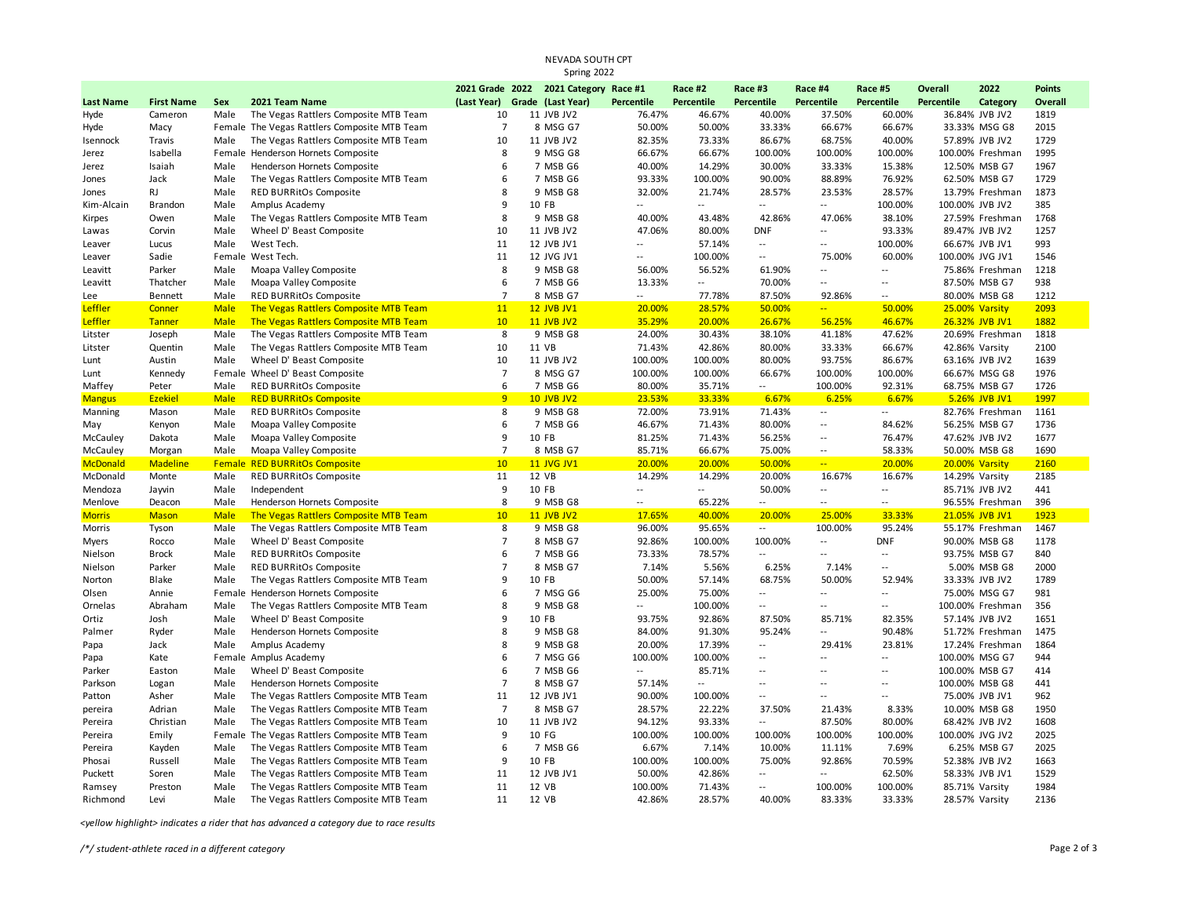NEVADA SOUTH CPT
Spring 2022

| Last Name | First Name | Sex | 2021 Team Name | 2021 Grade (Last Year) | 2022 Grade | 2021 Category (Last Year) | Race #1 Percentile | Race #2 Percentile | Race #3 Percentile | Race #4 Percentile | Race #5 Percentile | Overall Percentile | 2022 Category | Points Overall |
|---|---|---|---|---|---|---|---|---|---|---|---|---|---|---|
| Hyde | Cameron | Male | The Vegas Rattlers Composite MTB Team | 10 | 11 | JVB JV2 | 76.47% | 46.67% | 40.00% | 37.50% | 60.00% | 36.84% | JVB JV2 | 1819 |
| Hyde | Macy | Female | The Vegas Rattlers Composite MTB Team | 7 | 8 | MSG G7 | 50.00% | 50.00% | 33.33% | 66.67% | 66.67% | 33.33% | MSG G8 | 2015 |
| Isennock | Travis | Male | The Vegas Rattlers Composite MTB Team | 10 | 11 | JVB JV2 | 82.35% | 73.33% | 86.67% | 68.75% | 40.00% | 57.89% | JVB JV2 | 1729 |
| Jerez | Isabella | Female | Henderson Hornets Composite | 8 | 9 | MSG G8 | 66.67% | 66.67% | 100.00% | 100.00% | 100.00% | 100.00% | Freshman | 1995 |
| Jerez | Isaiah | Male | Henderson Hornets Composite | 6 | 7 | MSB G6 | 40.00% | 14.29% | 30.00% | 33.33% | 15.38% | 12.50% | MSB G7 | 1967 |
| Jones | Jack | Male | The Vegas Rattlers Composite MTB Team | 6 | 7 | MSB G6 | 93.33% | 100.00% | 90.00% | 88.89% | 76.92% | 62.50% | MSB G7 | 1729 |
| Jones | RJ | Male | RED BURRitOs Composite | 8 | 9 | MSB G8 | 32.00% | 21.74% | 28.57% | 23.53% | 28.57% | 13.79% | Freshman | 1873 |
| Kim-Alcain | Brandon | Male | Amplus Academy | 9 | 10 | FB | -- | -- | -- | -- | 100.00% | 100.00% | JVB JV2 | 385 |
| Kirpes | Owen | Male | The Vegas Rattlers Composite MTB Team | 8 | 9 | MSB G8 | 40.00% | 43.48% | 42.86% | 47.06% | 38.10% | 27.59% | Freshman | 1768 |
| Lawas | Corvin | Male | Wheel D' Beast Composite | 10 | 11 | JVB JV2 | 47.06% | 80.00% | DNF | -- | 93.33% | 89.47% | JVB JV2 | 1257 |
| Leaver | Lucus | Male | West Tech. | 11 | 12 | JVB JV1 | -- | 57.14% | -- | -- | 100.00% | 66.67% | JVB JV1 | 993 |
| Leaver | Sadie | Female | West Tech. | 11 | 12 | JVG JV1 | -- | 100.00% | -- | 75.00% | 60.00% | 100.00% | JVG JV1 | 1546 |
| Leavitt | Parker | Male | Moapa Valley Composite | 8 | 9 | MSB G8 | 56.00% | 56.52% | 61.90% | -- | -- | 75.86% | Freshman | 1218 |
| Leavitt | Thatcher | Male | Moapa Valley Composite | 6 | 7 | MSB G6 | 13.33% | -- | 70.00% | -- | -- | 87.50% | MSB G7 | 938 |
| Lee | Bennett | Male | RED BURRitOs Composite | 7 | 8 | MSB G7 | -- | 77.78% | 87.50% | 92.86% | -- | 80.00% | MSB G8 | 1212 |
| Leffler | Conner | Male | The Vegas Rattlers Composite MTB Team | 11 | 12 | JVB JV1 | 20.00% | 28.57% | 50.00% | -- | 50.00% | 25.00% | Varsity | 2093 |
| Leffler | Tanner | Male | The Vegas Rattlers Composite MTB Team | 10 | 11 | JVB JV2 | 35.29% | 20.00% | 26.67% | 56.25% | 46.67% | 26.32% | JVB JV1 | 1882 |
| Litster | Joseph | Male | The Vegas Rattlers Composite MTB Team | 8 | 9 | MSB G8 | 24.00% | 30.43% | 38.10% | 41.18% | 47.62% | 20.69% | Freshman | 1818 |
| Litster | Quentin | Male | The Vegas Rattlers Composite MTB Team | 10 | 11 | VB | 71.43% | 42.86% | 80.00% | 33.33% | 66.67% | 42.86% | Varsity | 2100 |
| Lunt | Austin | Male | Wheel D' Beast Composite | 10 | 11 | JVB JV2 | 100.00% | 100.00% | 80.00% | 93.75% | 86.67% | 63.16% | JVB JV2 | 1639 |
| Lunt | Kennedy | Female | Wheel D' Beast Composite | 7 | 8 | MSG G7 | 100.00% | 100.00% | 66.67% | 100.00% | 100.00% | 66.67% | MSG G8 | 1976 |
| Maffey | Peter | Male | RED BURRitOs Composite | 6 | 7 | MSB G6 | 80.00% | 35.71% | -- | 100.00% | 92.31% | 68.75% | MSB G7 | 1726 |
| Mangus | Ezekiel | Male | RED BURRitOs Composite | 9 | 10 | JVB JV2 | 23.53% | 33.33% | 6.67% | 6.25% | 6.67% | 5.26% | JVB JV1 | 1997 |
| Manning | Mason | Male | RED BURRitOs Composite | 8 | 9 | MSB G8 | 72.00% | 73.91% | 71.43% | -- | -- | 82.76% | Freshman | 1161 |
| May | Kenyon | Male | Moapa Valley Composite | 6 | 7 | MSB G6 | 46.67% | 71.43% | 80.00% | -- | 84.62% | 56.25% | MSB G7 | 1736 |
| McCauley | Dakota | Male | Moapa Valley Composite | 9 | 10 | FB | 81.25% | 71.43% | 56.25% | -- | 76.47% | 47.62% | JVB JV2 | 1677 |
| McCauley | Morgan | Male | Moapa Valley Composite | 7 | 8 | MSB G7 | 85.71% | 66.67% | 75.00% | -- | 58.33% | 50.00% | MSB G8 | 1690 |
| McDonald | Madeline | Female | RED BURRitOs Composite | 10 | 11 | JVG JV1 | 20.00% | 20.00% | 50.00% | -- | 20.00% | 20.00% | Varsity | 2160 |
| McDonald | Monte | Male | RED BURRitOs Composite | 11 | 12 | VB | 14.29% | 14.29% | 20.00% | 16.67% | 16.67% | 14.29% | Varsity | 2185 |
| Mendoza | Jayvin | Male | Independent | 9 | 10 | FB | -- | -- | 50.00% | -- | -- | 85.71% | JVB JV2 | 441 |
| Menlove | Deacon | Male | Henderson Hornets Composite | 8 | 9 | MSB G8 | -- | 65.22% | -- | -- | -- | 96.55% | Freshman | 396 |
| Morris | Mason | Male | The Vegas Rattlers Composite MTB Team | 10 | 11 | JVB JV2 | 17.65% | 40.00% | 20.00% | 25.00% | 33.33% | 21.05% | JVB JV1 | 1923 |
| Morris | Tyson | Male | The Vegas Rattlers Composite MTB Team | 8 | 9 | MSB G8 | 96.00% | 95.65% | -- | 100.00% | 95.24% | 55.17% | Freshman | 1467 |
| Myers | Rocco | Male | Wheel D' Beast Composite | 7 | 8 | MSB G7 | 92.86% | 100.00% | 100.00% | -- | DNF | 90.00% | MSB G8 | 1178 |
| Nielson | Brock | Male | RED BURRitOs Composite | 6 | 7 | MSB G6 | 73.33% | 78.57% | -- | -- | -- | 93.75% | MSB G7 | 840 |
| Nielson | Parker | Male | RED BURRitOs Composite | 7 | 8 | MSB G7 | 7.14% | 5.56% | 6.25% | 7.14% | -- | 5.00% | MSB G8 | 2000 |
| Norton | Blake | Male | The Vegas Rattlers Composite MTB Team | 9 | 10 | FB | 50.00% | 57.14% | 68.75% | 50.00% | 52.94% | 33.33% | JVB JV2 | 1789 |
| Olsen | Annie | Female | Henderson Hornets Composite | 6 | 7 | MSG G6 | 25.00% | 75.00% | -- | -- | -- | 75.00% | MSG G7 | 981 |
| Ornelas | Abraham | Male | The Vegas Rattlers Composite MTB Team | 8 | 9 | MSB G8 | -- | 100.00% | -- | -- | -- | 100.00% | Freshman | 356 |
| Ortiz | Josh | Male | Wheel D' Beast Composite | 9 | 10 | FB | 93.75% | 92.86% | 87.50% | 85.71% | 82.35% | 57.14% | JVB JV2 | 1651 |
| Palmer | Ryder | Male | Henderson Hornets Composite | 8 | 9 | MSB G8 | 84.00% | 91.30% | 95.24% | -- | 90.48% | 51.72% | Freshman | 1475 |
| Papa | Jack | Male | Amplus Academy | 8 | 9 | MSB G8 | 20.00% | 17.39% | -- | 29.41% | 23.81% | 17.24% | Freshman | 1864 |
| Papa | Kate | Female | Amplus Academy | 6 | 7 | MSG G6 | 100.00% | 100.00% | -- | -- | -- | 100.00% | MSG G7 | 944 |
| Parker | Easton | Male | Wheel D' Beast Composite | 6 | 7 | MSB G6 | -- | 85.71% | -- | -- | -- | 100.00% | MSB G7 | 414 |
| Parkson | Logan | Male | Henderson Hornets Composite | 7 | 8 | MSB G7 | 57.14% | -- | -- | -- | -- | 100.00% | MSB G8 | 441 |
| Patton | Asher | Male | The Vegas Rattlers Composite MTB Team | 11 | 12 | JVB JV1 | 90.00% | 100.00% | -- | -- | -- | 75.00% | JVB JV1 | 962 |
| pereira | Adrian | Male | The Vegas Rattlers Composite MTB Team | 7 | 8 | MSB G7 | 28.57% | 22.22% | 37.50% | 21.43% | 8.33% | 10.00% | MSB G8 | 1950 |
| Pereira | Christian | Male | The Vegas Rattlers Composite MTB Team | 10 | 11 | JVB JV2 | 94.12% | 93.33% | -- | 87.50% | 80.00% | 68.42% | JVB JV2 | 1608 |
| Pereira | Emily | Female | The Vegas Rattlers Composite MTB Team | 9 | 10 | FG | 100.00% | 100.00% | 100.00% | 100.00% | 100.00% | 100.00% | JVG JV2 | 2025 |
| Pereira | Kayden | Male | The Vegas Rattlers Composite MTB Team | 6 | 7 | MSB G6 | 6.67% | 7.14% | 10.00% | 11.11% | 7.69% | 6.25% | MSB G7 | 2025 |
| Phosai | Russell | Male | The Vegas Rattlers Composite MTB Team | 9 | 10 | FB | 100.00% | 100.00% | 75.00% | 92.86% | 70.59% | 52.38% | JVB JV2 | 1663 |
| Puckett | Soren | Male | The Vegas Rattlers Composite MTB Team | 11 | 12 | JVB JV1 | 50.00% | 42.86% | -- | -- | 62.50% | 58.33% | JVB JV1 | 1529 |
| Ramsey | Preston | Male | The Vegas Rattlers Composite MTB Team | 11 | 12 | VB | 100.00% | 71.43% | -- | 100.00% | 100.00% | 85.71% | Varsity | 1984 |
| Richmond | Levi | Male | The Vegas Rattlers Composite MTB Team | 11 | 12 | VB | 42.86% | 28.57% | 40.00% | 83.33% | 33.33% | 28.57% | Varsity | 2136 |

*<yellow highlight> indicates a rider that has advanced a category due to race results*

*/*/ student-athlete raced in a different category*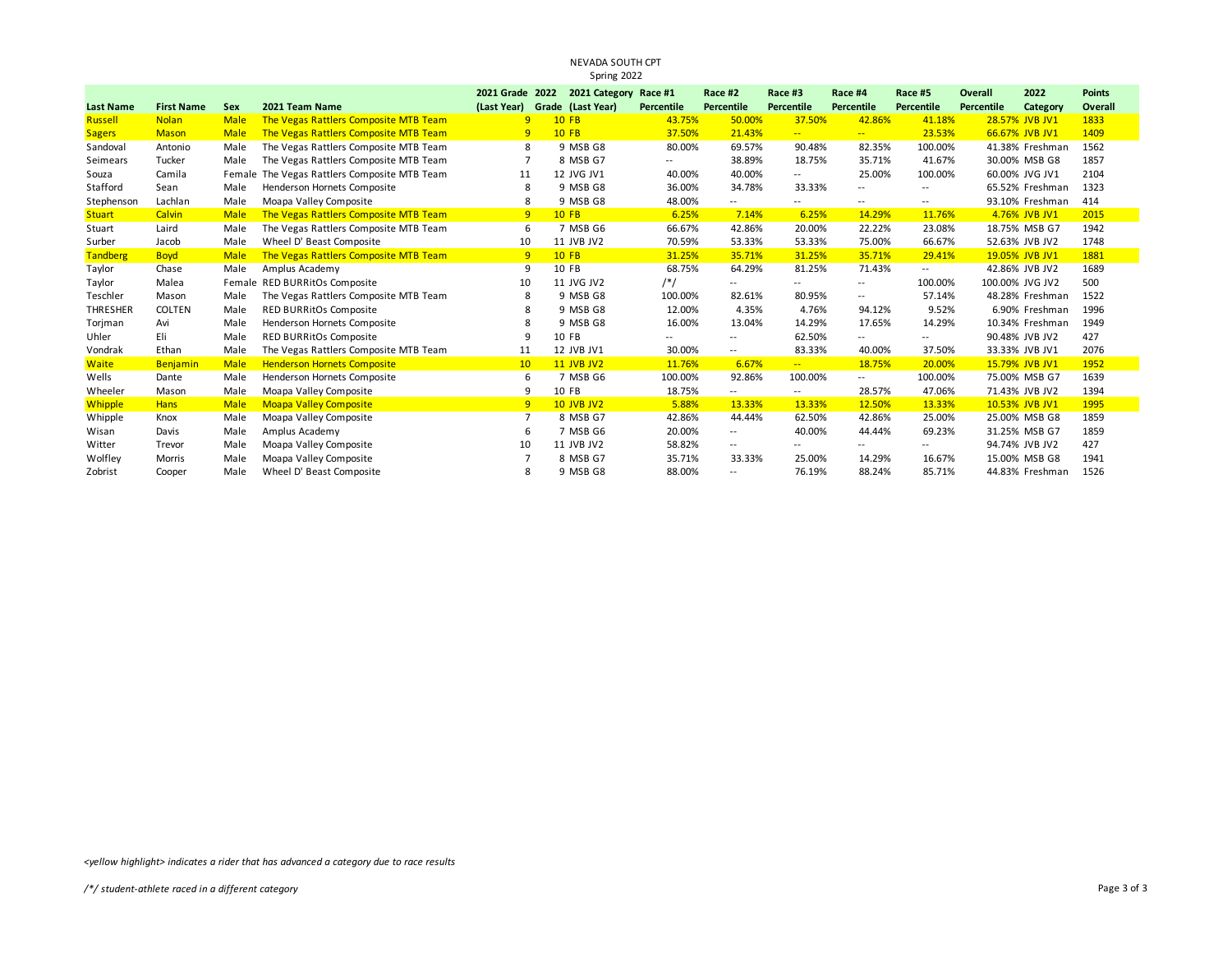NEVADA SOUTH CPT
Spring 2022

| Last Name | First Name | Sex | 2021 Team Name | 2021 Grade (Last Year) | 2022 Grade | 2021 Category (Last Year) | Race #1 Percentile | Race #2 Percentile | Race #3 Percentile | Race #4 Percentile | Race #5 Percentile | Overall Percentile | 2022 Category | Points Overall |
|---|---|---|---|---|---|---|---|---|---|---|---|---|---|---|
| Russell | Nolan | Male | The Vegas Rattlers Composite MTB Team | 9 | 10 | FB | 43.75% | 50.00% | 37.50% | 42.86% | 41.18% | 28.57% | JVB JV1 | 1833 |
| Sagers | Mason | Male | The Vegas Rattlers Composite MTB Team | 9 | 10 | FB | 37.50% | 21.43% | -- | -- | 23.53% | 66.67% | JVB JV1 | 1409 |
| Sandoval | Antonio | Male | The Vegas Rattlers Composite MTB Team | 8 | 9 | MSB G8 | 80.00% | 69.57% | 90.48% | 82.35% | 100.00% | 41.38% | Freshman | 1562 |
| Seimears | Tucker | Male | The Vegas Rattlers Composite MTB Team | 7 | 8 | MSB G7 | -- | 38.89% | 18.75% | 35.71% | 41.67% | 30.00% | MSB G8 | 1857 |
| Souza | Camila | Female | The Vegas Rattlers Composite MTB Team | 11 | 12 | JVG JV1 | 40.00% | 40.00% | -- | 25.00% | 100.00% | 60.00% | JVG JV1 | 2104 |
| Stafford | Sean | Male | Henderson Hornets Composite | 8 | 9 | MSB G8 | 36.00% | 34.78% | 33.33% | -- | -- | 65.52% | Freshman | 1323 |
| Stephenson | Lachlan | Male | Moapa Valley Composite | 8 | 9 | MSB G8 | 48.00% | -- | -- | -- | -- | 93.10% | Freshman | 414 |
| Stuart | Calvin | Male | The Vegas Rattlers Composite MTB Team | 9 | 10 | FB | 6.25% | 7.14% | 6.25% | 14.29% | 11.76% | 4.76% | JVB JV1 | 2015 |
| Stuart | Laird | Male | The Vegas Rattlers Composite MTB Team | 6 | 7 | MSB G6 | 66.67% | 42.86% | 20.00% | 22.22% | 23.08% | 18.75% | MSB G7 | 1942 |
| Surber | Jacob | Male | Wheel D' Beast Composite | 10 | 11 | JVB JV2 | 70.59% | 53.33% | 53.33% | 75.00% | 66.67% | 52.63% | JVB JV2 | 1748 |
| Tandberg | Boyd | Male | The Vegas Rattlers Composite MTB Team | 9 | 10 | FB | 31.25% | 35.71% | 31.25% | 35.71% | 29.41% | 19.05% | JVB JV1 | 1881 |
| Taylor | Chase | Male | Amplus Academy | 9 | 10 | FB | 68.75% | 64.29% | 81.25% | 71.43% | -- | 42.86% | JVB JV2 | 1689 |
| Taylor | Malea | Female | RED BURRitOs Composite | 10 | 11 | JVG JV2 | /*/ | -- | -- | -- | 100.00% | 100.00% | JVG JV2 | 500 |
| Teschler | Mason | Male | The Vegas Rattlers Composite MTB Team | 8 | 9 | MSB G8 | 100.00% | 82.61% | 80.95% | -- | 57.14% | 48.28% | Freshman | 1522 |
| THRESHER | COLTEN | Male | RED BURRitOs Composite | 8 | 9 | MSB G8 | 12.00% | 4.35% | 4.76% | 94.12% | 9.52% | 6.90% | Freshman | 1996 |
| Torjman | Avi | Male | Henderson Hornets Composite | 8 | 9 | MSB G8 | 16.00% | 13.04% | 14.29% | 17.65% | 14.29% | 10.34% | Freshman | 1949 |
| Uhler | Eli | Male | RED BURRitOs Composite | 9 | 10 | FB | -- | -- | 62.50% | -- | -- | 90.48% | JVB JV2 | 427 |
| Vondrak | Ethan | Male | The Vegas Rattlers Composite MTB Team | 11 | 12 | JVB JV1 | 30.00% | -- | 83.33% | 40.00% | 37.50% | 33.33% | JVB JV1 | 2076 |
| Waite | Benjamin | Male | Henderson Hornets Composite | 10 | 11 | JVB JV2 | 11.76% | 6.67% | -- | 18.75% | 20.00% | 15.79% | JVB JV1 | 1952 |
| Wells | Dante | Male | Henderson Hornets Composite | 6 | 7 | MSB G6 | 100.00% | 92.86% | 100.00% | -- | 100.00% | 75.00% | MSB G7 | 1639 |
| Wheeler | Mason | Male | Moapa Valley Composite | 9 | 10 | FB | 18.75% | -- | -- | 28.57% | 47.06% | 71.43% | JVB JV2 | 1394 |
| Whipple | Hans | Male | Moapa Valley Composite | 9 | 10 | JVB JV2 | 5.88% | 13.33% | 13.33% | 12.50% | 13.33% | 10.53% | JVB JV1 | 1995 |
| Whipple | Knox | Male | Moapa Valley Composite | 7 | 8 | MSB G7 | 42.86% | 44.44% | 62.50% | 42.86% | 25.00% | 25.00% | MSB G8 | 1859 |
| Wisan | Davis | Male | Amplus Academy | 6 | 7 | MSB G6 | 20.00% | -- | 40.00% | 44.44% | 69.23% | 31.25% | MSB G7 | 1859 |
| Witter | Trevor | Male | Moapa Valley Composite | 10 | 11 | JVB JV2 | 58.82% | -- | -- | -- | -- | 94.74% | JVB JV2 | 427 |
| Wolfley | Morris | Male | Moapa Valley Composite | 7 | 8 | MSB G7 | 35.71% | 33.33% | 25.00% | 14.29% | 16.67% | 15.00% | MSB G8 | 1941 |
| Zobrist | Cooper | Male | Wheel D' Beast Composite | 8 | 9 | MSB G8 | 88.00% | -- | 76.19% | 88.24% | 85.71% | 44.83% | Freshman | 1526 |

*<yellow highlight> indicates a rider that has advanced a category due to race results*

*/*/ student-athlete raced in a different category*